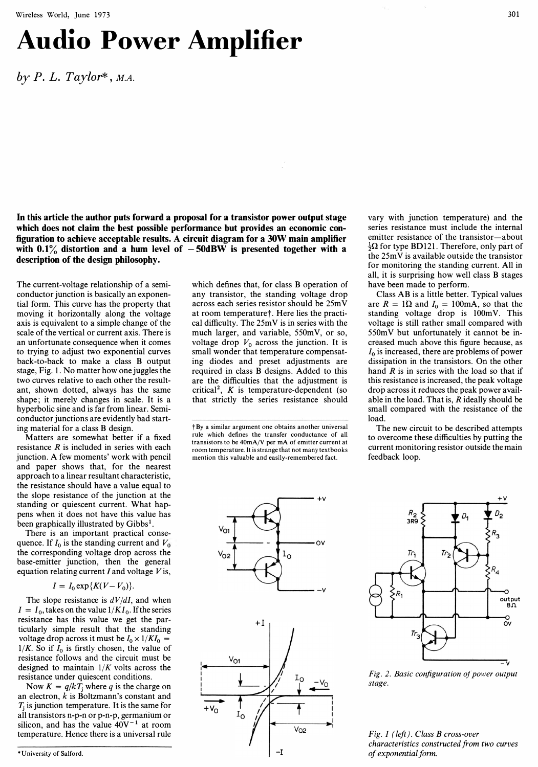# Audio Power Amplifier

*by P. L. Taylor\*, M.A.*

**In this article the author puts forward a proposal for a transistor power output stage which does not claim the best possible performance but provides an economic configuration to achieve acceptable results. A circuit diagram for a 30W main amplifier with 0.1% distortion and a hum level of −50dBW is presented together with a description of the design philosophy.**

The current-voltage relationship of a semiconductor junction is basically an exponential form. This curve has the property that moving it horizontally along the voltage axis is equivalent to a simple change of the scale of the vertical or current axis. There is an unfortunate consequence when it comes to trying to adjust two exponential curves back-to-back to make a class B output stage, Fig. 1. No matter how one juggles the two curves relative to each other the resultant, shown dotted, always has the same shape; it merely changes in scale. It is a hyperbolic sine and is far from linear. Semiconductor junctions are evidently bad starting material for a class B design.

Matters are somewhat better if a fixed resistance $R$ is included in series with each junction. A few moments' work with pencil and paper shows that, for the nearest approach to a linear resultant characteristic, the resistance should have a value equal to the slope resistance of the junction at the standing or quiescent current. What happens when it does not have this value has been graphically illustrated by Gibbs[1].

There is an important practical consequence. If $I_0$ is the standing current and $V_0$ the corresponding voltage drop across the base-emitter junction, then the general equation relating current $I$ and voltage $V$ is,

$$I = I_0 \exp\{K(V - V_0)\}.$$

The slope resistance is $dV/dI$, and when $I = I_0$, takes on the value $1/KI_0$. If the series resistance has this value we get the particularly simple result that the standing voltage drop across it must be $I_0 \times 1/KI_0 = 1/K$. So if $I_0$ is firstly chosen, the value of resistance follows and the circuit must be designed to maintain $1/K$ volts across the resistance under quiescent conditions.

Now $K = q/kT_j$ where $q$ is the charge on an electron, $k$ is Boltzmann's constant and $T_j$ is junction temperature. It is the same for all transistors n-p-n or p-n-p, germanium or silicon, and has the value $40\text{V}^{-1}$ at room temperature. Hence there is a universal rule which defines that, for class B operation of any transistor, the standing voltage drop across each series resistor should be 25mV at room temperature†. Here lies the practical difficulty. The 25mV is in series with the much larger, and variable, 550mV, or so, voltage drop $V_0$ across the junction. It is small wonder that temperature compensating diodes and preset adjustments are required in class B designs. Added to this are the difficulties that the adjustment is critical[2], $K$ is temperature-dependent (so that strictly the series resistance should vary with junction temperature) and the series resistance must include the internal emitter resistance of the transistor—about ½Ω for type BD121. Therefore, only part of the 25mV is available outside the transistor for monitoring the standing current. All in all, it is surprising how well class B stages have been made to perform.

Class AB is a little better. Typical values are $R = 1\Omega$ and $I_0 = 100\text{mA}$, so that the standing voltage drop is 100mV. This voltage is still rather small compared with 550mV but unfortunately it cannot be increased much above this figure because, as $I_0$ is increased, there are problems of power dissipation in the transistors. On the other hand $R$ is in series with the load so that if this resistance is increased, the peak voltage drop across it reduces the peak power available in the load. That is, $R$ ideally should be small compared with the resistance of the load.

The new circuit to be described attempts to overcome these difficulties by putting the current monitoring resistor outside the main feedback loop.

† By a similar argument one obtains another universal rule which defines the transfer conductance of all transistors to be 40mA/V per mA of emitter current at room temperature. It is strange that not many textbooks mention this valuable and easily-remembered fact.

Fig. 1 (left). Class B cross-over characteristics constructed from two curves of exponential form.

Fig. 2. Basic configuration of power output stage.

\* University of Salford.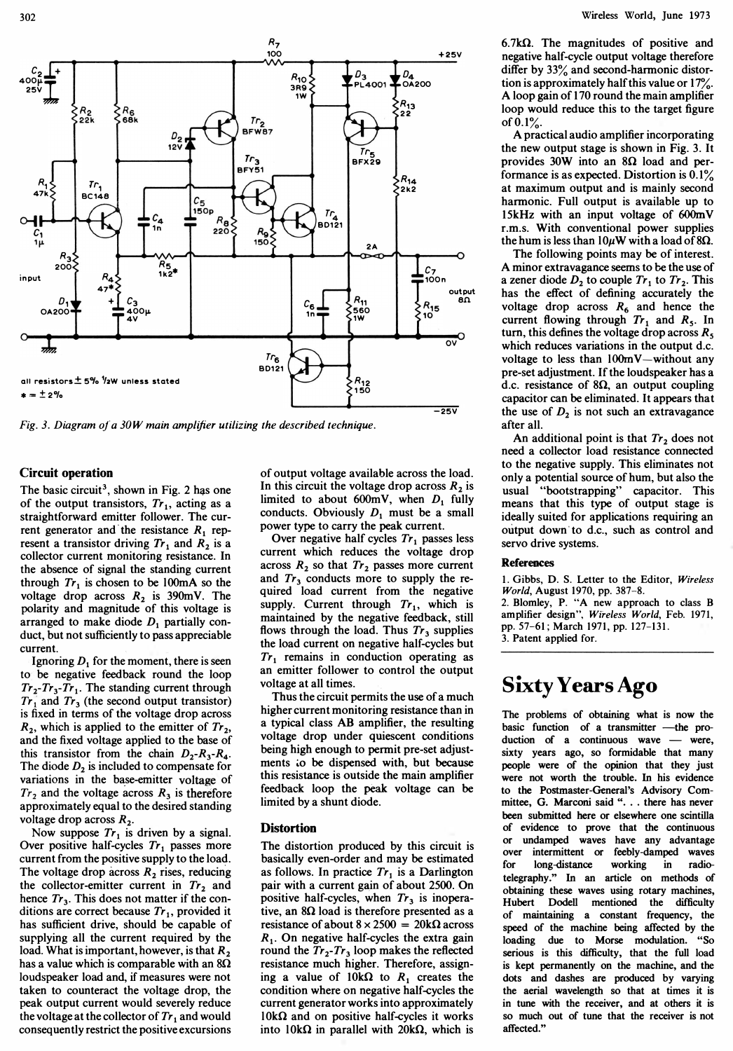all resistors ± 5% ½W unless stated
* = ± 2%

Fig. 3. Diagram of a 30W main amplifier utilizing the described technique.

## Circuit operation

The basic circuit[3], shown in Fig. 2 has one of the output transistors, $Tr_1$, acting as a straightforward emitter follower. The current generator and the resistance $R_1$ represent a transistor driving $Tr_1$ and $R_2$ is a collector current monitoring resistance. In the absence of signal the standing current through $Tr_1$ is chosen to be 100mA so the voltage drop across $R_2$ is 390mV. The polarity and magnitude of this voltage is arranged to make diode $D_1$ partially conduct, but not sufficiently to pass appreciable current.

Ignoring $D_1$ for the moment, there is seen to be negative feedback round the loop $Tr_2$-$Tr_3$-$Tr_1$. The standing current through $Tr_1$ and $Tr_3$ (the second output transistor) is fixed in terms of the voltage drop across $R_2$, which is applied to the emitter of $Tr_2$, and the fixed voltage applied to the base of this transistor from the chain $D_2$-$R_3$-$R_4$. The diode $D_2$ is included to compensate for variations in the base-emitter voltage of $Tr_2$ and the voltage across $R_3$ is therefore approximately equal to the desired standing voltage drop across $R_2$.

Now suppose $Tr_1$ is driven by a signal. Over positive half-cycles $Tr_1$ passes more current from the positive supply to the load. The voltage drop across $R_2$ rises, reducing the collector-emitter current in $Tr_2$ and hence $Tr_3$. This does not matter if the conditions are correct because $Tr_1$, provided it has sufficient drive, should be capable of supplying all the current required by the load. What is important, however, is that $R_2$ has a value which is comparable with an 8Ω loudspeaker load and, if measures were not taken to counteract the voltage drop, the peak output current would severely reduce the voltage at the collector of $Tr_1$ and would consequently restrict the positive excursions of output voltage available across the load. In this circuit the voltage drop across $R_2$ is limited to about 600mV, when $D_1$ fully conducts. Obviously $D_1$ must be a small power type to carry the peak current.

Over negative half cycles $Tr_1$ passes less current which reduces the voltage drop across $R_2$ so that $Tr_2$ passes more current and $Tr_3$ conducts more to supply the required load current from the negative supply. Current through $Tr_1$, which is maintained by the negative feedback, still flows through the load. Thus $Tr_3$ supplies the load current on negative half-cycles but $Tr_1$ remains in conduction operating as an emitter follower to control the output voltage at all times.

Thus the circuit permits the use of a much higher current monitoring resistance than in a typical class AB amplifier, the resulting voltage drop under quiescent conditions being high enough to permit pre-set adjustments to be dispensed with, but because this resistance is outside the main amplifier feedback loop the peak voltage can be limited by a shunt diode.

## Distortion

The distortion produced by this circuit is basically even-order and may be estimated as follows. In practice $Tr_1$ is a Darlington pair with a current gain of about 2500. On positive half-cycles, when $Tr_3$ is inoperative, an 8Ω load is therefore presented as a resistance of about $8 \times 2500 = 20\text{k}\Omega$ across $R_1$. On negative half-cycles the extra gain round the $Tr_2$-$Tr_3$ loop makes the reflected resistance much higher. Therefore, assigning a value of 10kΩ to $R_1$ creates the condition where on negative half-cycles the current generator works into approximately 10kΩ and on positive half-cycles it works into 10kΩ in parallel with 20kΩ, which is 6.7kΩ. The magnitudes of positive and negative half-cycle output voltage therefore differ by 33% and second-harmonic distortion is approximately half this value or 17%. A loop gain of 170 round the main amplifier loop would reduce this to the target figure of 0.1%.

A practical audio amplifier incorporating the new output stage is shown in Fig. 3. It provides 30W into an 8Ω load and performance is as expected. Distortion is 0.1% at maximum output and is mainly second harmonic. Full output is available up to 15kHz with an input voltage of 600mV r.m.s. With conventional power supplies the hum is less than 10μW with a load of 8Ω.

The following points may be of interest. A minor extravagance seems to be the use of a zener diode $D_2$ to couple $Tr_1$ to $Tr_2$. This has the effect of defining accurately the voltage drop across $R_6$ and hence the current flowing through $Tr_1$ and $R_5$. In turn, this defines the voltage drop across $R_5$ which reduces variations in the output d.c. voltage to less than 100mV—without any pre-set adjustment. If the loudspeaker has a d.c. resistance of 8Ω, an output coupling capacitor can be eliminated. It appears that the use of $D_2$ is not such an extravagance after all.

An additional point is that $Tr_2$ does not need a collector load resistance connected to the negative supply. This eliminates not only a potential source of hum, but also the usual "bootstrapping" capacitor. This means that this type of output stage is ideally suited for applications requiring an output down to d.c., such as control and servo drive systems.

### References

1. Gibbs, D. S. Letter to the Editor, *Wireless World*, August 1970, pp. 387–8.
2. Blomley, P. "A new approach to class B amplifier design", *Wireless World*, Feb. 1971, pp. 57–61; March 1971, pp. 127–131.
3. Patent applied for.

# Sixty Years Ago

The problems of obtaining what is now the basic function of a transmitter —the production of a continuous wave — were, sixty years ago, so formidable that many people were of the opinion that they just were not worth the trouble. In his evidence to the Postmaster-General's Advisory Committee, G. Marconi said ". . . there has never been submitted here or elsewhere one scintilla of evidence to prove that the continuous or undamped waves have any advantage over intermittent or feebly-damped waves for long-distance working in radio-telegraphy." In an article on methods of obtaining these waves using rotary machines, Hubert Dodell mentioned the difficulty of maintaining a constant frequency, the speed of the machine being affected by the loading due to Morse modulation. "So serious is this difficulty, that the full load is kept permanently on the machine, and the dots and dashes are produced by varying the aerial wavelength so that at times it is in tune with the receiver, and at others it is so much out of tune that the receiver is not affected."